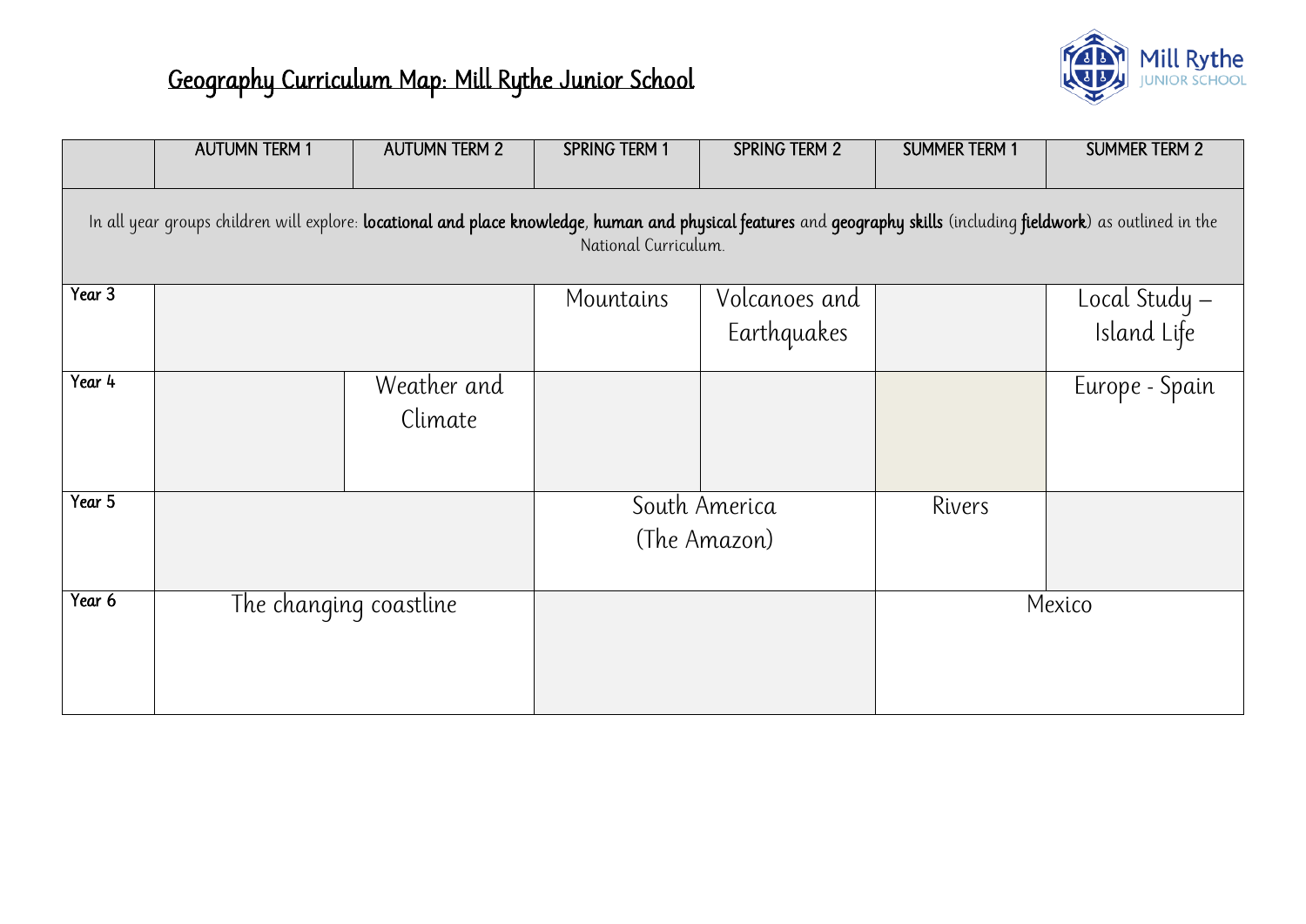# Geography Curriculum Map: Mill Rythe Junior School

Mill Rythe JUNIOR SCHOOL

| | AUTUMN TERM 1 | AUTUMN TERM 2 | SPRING TERM 1 | SPRING TERM 2 | SUMMER TERM 1 | SUMMER TERM 2 |
|---|---|---|---|---|---|---|
| In all year groups children will explore: **locational and place knowledge**, **human and physical features** and **geography skills** (including **fieldwork**) as outlined in the National Curriculum. | | | | | | |
| Year 3 | | | Mountains | Volcanoes and Earthquakes | | Local Study – Island Life |
| Year 4 | | Weather and Climate | | | | Europe - Spain |
| Year 5 | | | South America (The Amazon) | | Rivers | |
| Year 6 | The changing coastline | | | | Mexico | |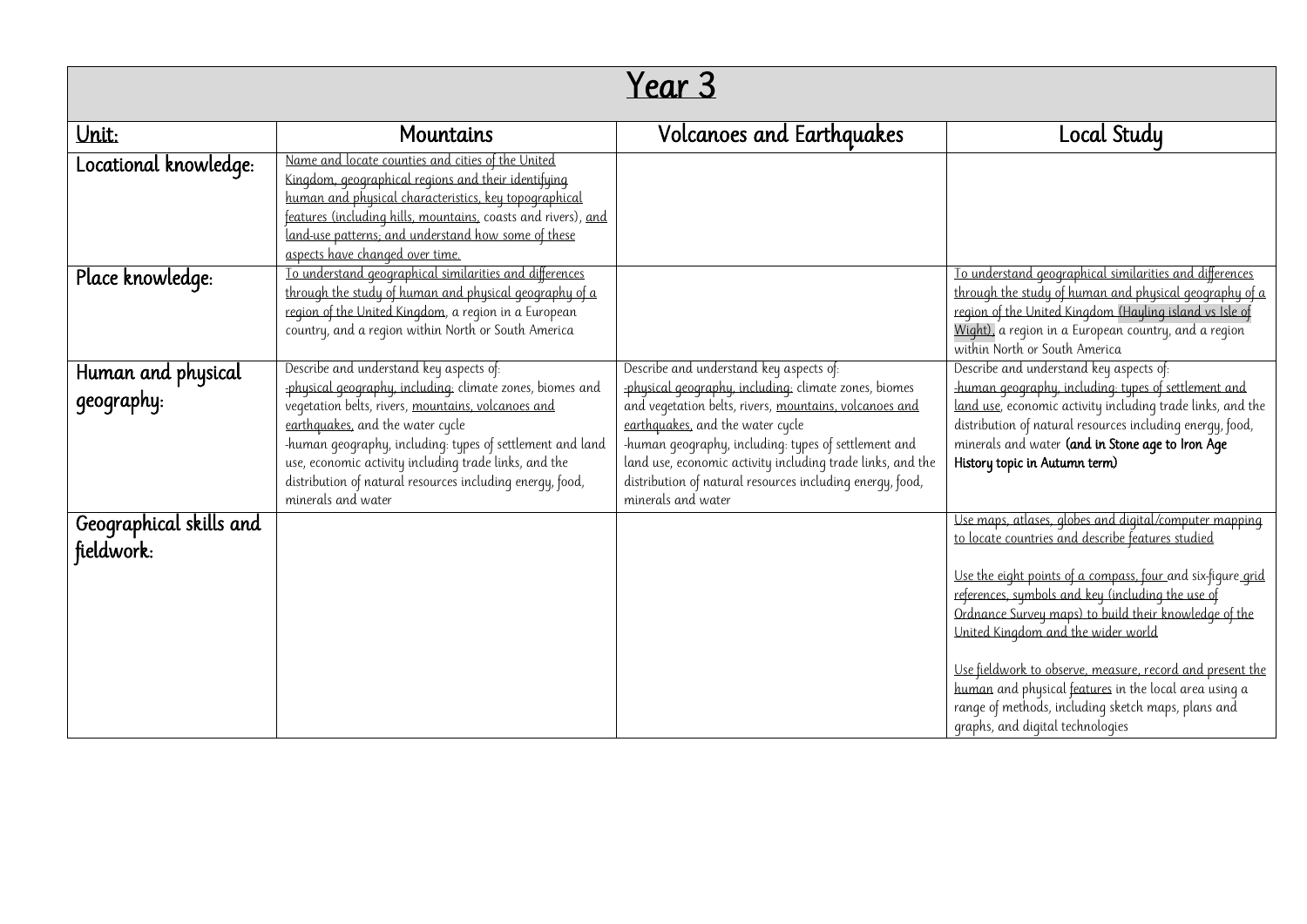| Year 3 | | | |
|---|---|---|---|
| Unit: | Mountains | Volcanoes and Earthquakes | Local Study |
| Locational knowledge: | Name and locate counties and cities of the United Kingdom, geographical regions and their identifying human and physical characteristics, key topographical features (including hills, mountains, coasts and rivers), and land-use patterns; and understand how some of these aspects have changed over time. | | |
| Place knowledge: | To understand geographical similarities and differences through the study of human and physical geography of a region of the United Kingdom, a region in a European country, and a region within North or South America | | To understand geographical similarities and differences through the study of human and physical geography of a region of the United Kingdom (Hayling island vs Isle of Wight), a region in a European country, and a region within North or South America |
| Human and physical geography: | Describe and understand key aspects of:<br>-physical geography, including: climate zones, biomes and vegetation belts, rivers, mountains, volcanoes and earthquakes, and the water cycle<br>-human geography, including: types of settlement and land use, economic activity including trade links, and the distribution of natural resources including energy, food, minerals and water | Describe and understand key aspects of:<br>-physical geography, including: climate zones, biomes and vegetation belts, rivers, mountains, volcanoes and earthquakes, and the water cycle<br>-human geography, including: types of settlement and land use, economic activity including trade links, and the distribution of natural resources including energy, food, minerals and water | Describe and understand key aspects of:<br>-human geography, including: types of settlement and land use, economic activity including trade links, and the distribution of natural resources including energy, food, minerals and water **(and in Stone age to Iron Age History topic in Autumn term)** |
| Geographical skills and fieldwork: | | | Use maps, atlases, globes and digital/computer mapping to locate countries and describe features studied<br><br>Use the eight points of a compass, four and six-figure grid references, symbols and key (including the use of Ordnance Survey maps) to build their knowledge of the United Kingdom and the wider world<br><br>Use fieldwork to observe, measure, record and present the human and physical features in the local area using a range of methods, including sketch maps, plans and graphs, and digital technologies |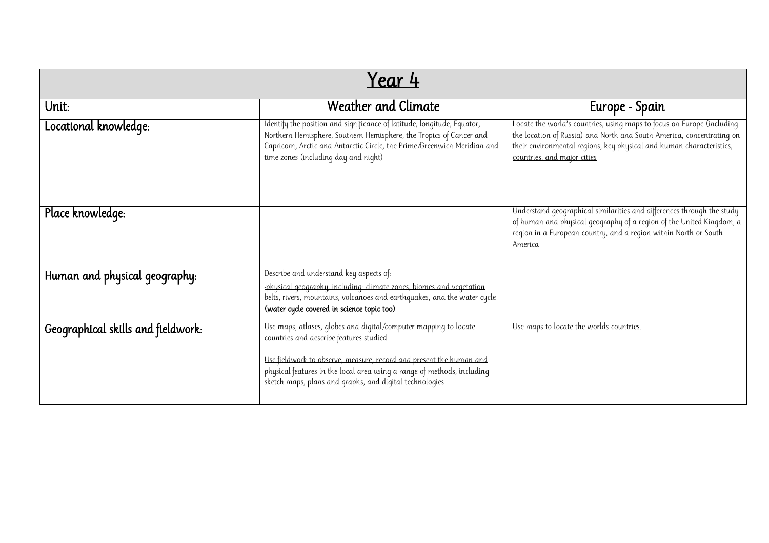| Year 4 | | |
|---|---|---|
| Unit: | Weather and Climate | Europe - Spain |
| Locational knowledge: | Identify the position and significance of latitude, longitude, Equator, Northern Hemisphere, Southern Hemisphere, the Tropics of Cancer and Capricorn, Arctic and Antarctic Circle, the Prime/Greenwich Meridian and time zones (including day and night) | Locate the world's countries, using maps to focus on Europe (including the location of Russia) and North and South America, concentrating on their environmental regions, key physical and human characteristics, countries, and major cities |
| Place knowledge: | | Understand geographical similarities and differences through the study of human and physical geography of a region of the United Kingdom, a region in a European country, and a region within North or South America |
| Human and physical geography: | Describe and understand key aspects of: -physical geography, including: climate zones, biomes and vegetation belts, rivers, mountains, volcanoes and earthquakes, and the water cycle **(water cycle covered in science topic too)** | |
| Geographical skills and fieldwork: | Use maps, atlases, globes and digital/computer mapping to locate countries and describe features studied<br><br>Use fieldwork to observe, measure, record and present the human and physical features in the local area using a range of methods, including sketch maps, plans and graphs, and digital technologies | Use maps to locate the worlds countries. |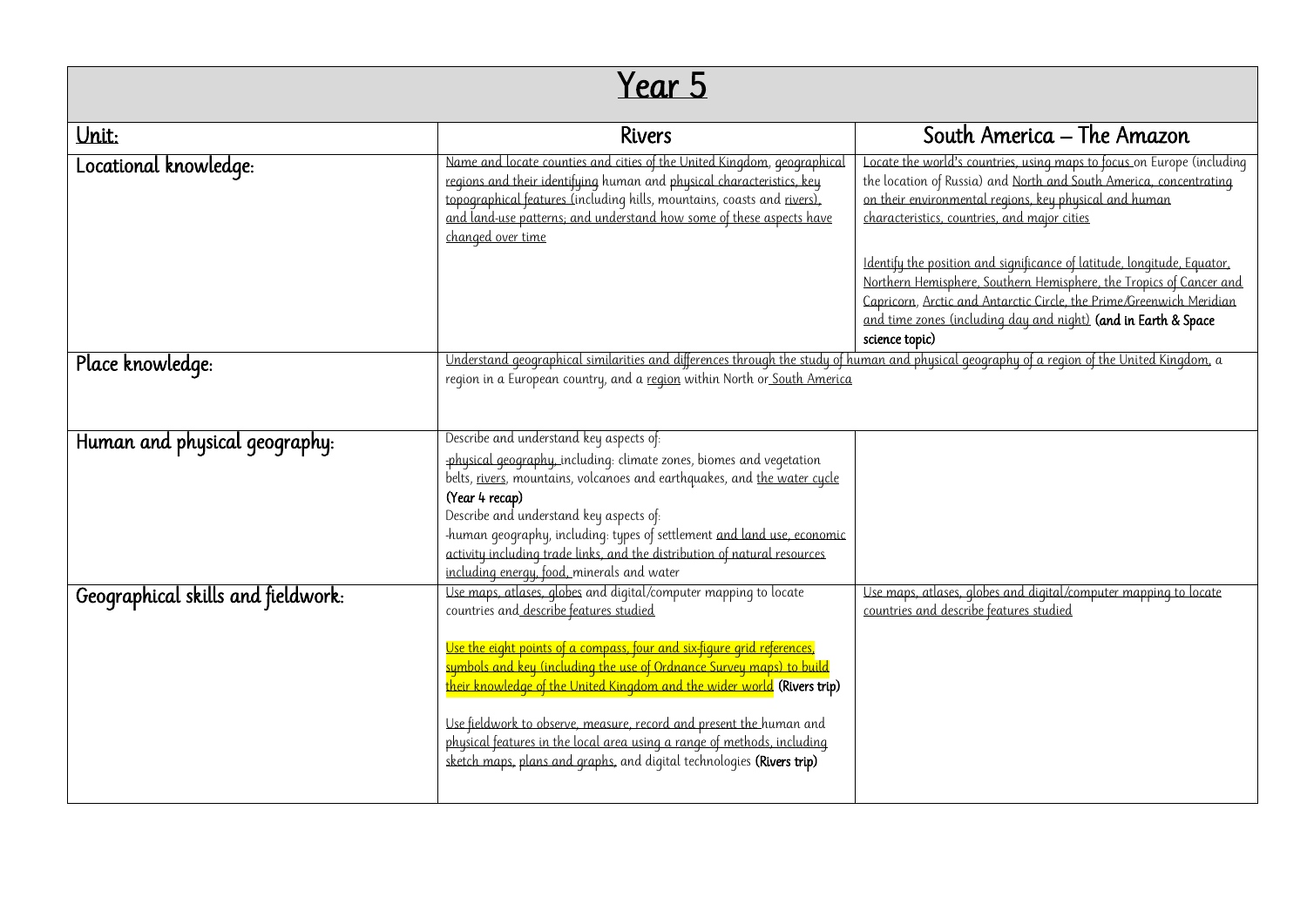# Year 5

| Unit: | Rivers | South America – The Amazon |
| --- | --- | --- |
| Locational knowledge: | Name and locate counties and cities of the United Kingdom, geographical regions and their identifying human and physical characteristics, key topographical features (including hills, mountains, coasts and rivers), and land-use patterns; and understand how some of these aspects have changed over time | Locate the world's countries, using maps to focus on Europe (including the location of Russia) and North and South America, concentrating on their environmental regions, key physical and human characteristics, countries, and major cities<br><br>Identify the position and significance of latitude, longitude, Equator, Northern Hemisphere, Southern Hemisphere, the Tropics of Cancer and Capricorn, Arctic and Antarctic Circle, the Prime/Greenwich Meridian and time zones (including day and night) **(and in Earth & Space science topic)** |
| Place knowledge: | Understand geographical similarities and differences through the study of human and physical geography of a region of the United Kingdom, a region in a European country, and a region within North or South America | |
| Human and physical geography: | Describe and understand key aspects of:<br>-physical geography, including: climate zones, biomes and vegetation belts, rivers, mountains, volcanoes and earthquakes, and the water cycle **(Year 4 recap)**<br>Describe and understand key aspects of:<br>-human geography, including: types of settlement and land use, economic activity including trade links, and the distribution of natural resources including energy, food, minerals and water | |
| Geographical skills and fieldwork: | Use maps, atlases, globes and digital/computer mapping to locate countries and describe features studied<br><br>Use the eight points of a compass, four and six-figure grid references, symbols and key (including the use of Ordnance Survey maps) to build their knowledge of the United Kingdom and the wider world **(Rivers trip)**<br><br>Use fieldwork to observe, measure, record and present the human and physical features in the local area using a range of methods, including sketch maps, plans and graphs, and digital technologies **(Rivers trip)** | Use maps, atlases, globes and digital/computer mapping to locate countries and describe features studied |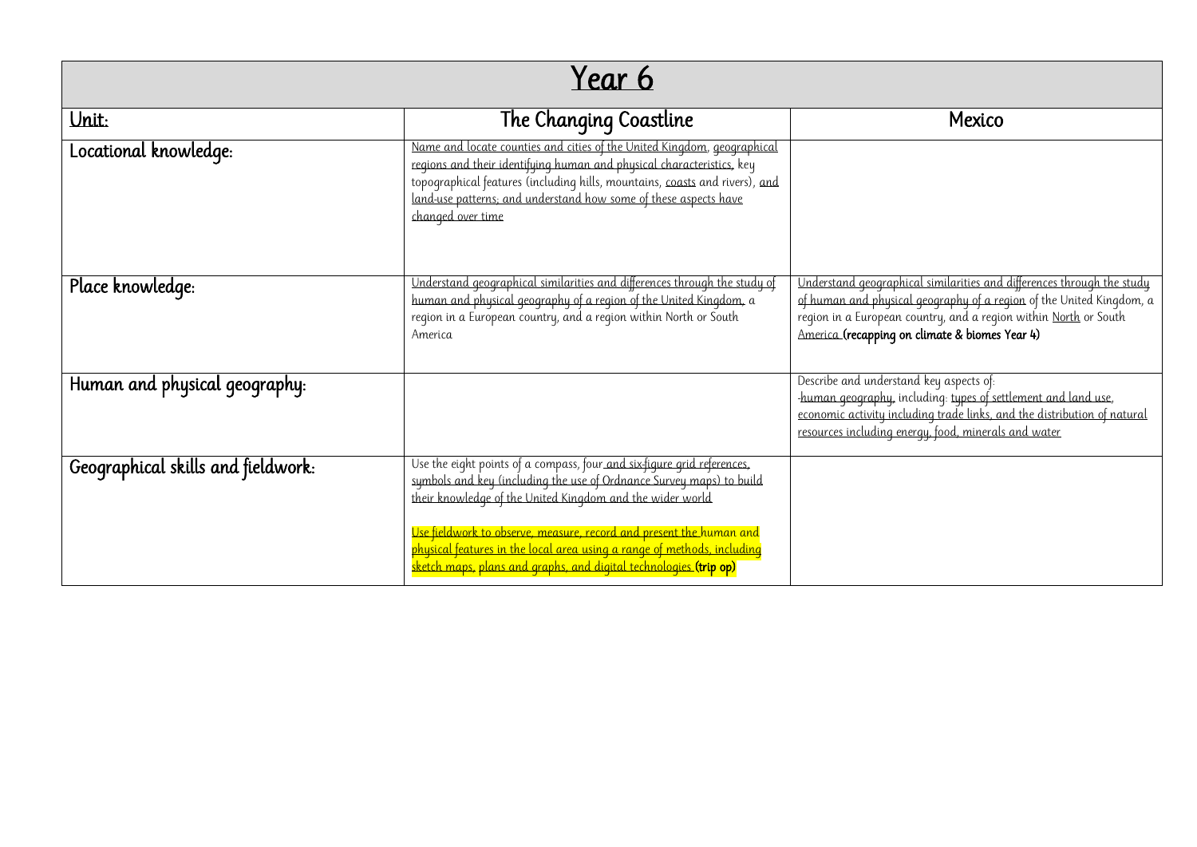| Year 6 | | |
| --- | --- | --- |
| Unit: | The Changing Coastline | Mexico |
| Locational knowledge: | Name and locate counties and cities of the United Kingdom, geographical regions and their identifying human and physical characteristics, key topographical features (including hills, mountains, coasts and rivers), and land-use patterns; and understand how some of these aspects have changed over time | |
| Place knowledge: | Understand geographical similarities and differences through the study of human and physical geography of a region of the United Kingdom, a region in a European country, and a region within North or South America | Understand geographical similarities and differences through the study of human and physical geography of a region of the United Kingdom, a region in a European country, and a region within North or South America **(recapping on climate & biomes Year 4)** |
| Human and physical geography: | | Describe and understand key aspects of:<br>-human geography, including: types of settlement and land use, economic activity including trade links, and the distribution of natural resources including energy, food, minerals and water |
| Geographical skills and fieldwork: | Use the eight points of a compass, four and six-figure grid references, symbols and key (including the use of Ordnance Survey maps) to build their knowledge of the United Kingdom and the wider world<br><br>Use fieldwork to observe, measure, record and present the human and physical features in the local area using a range of methods, including sketch maps, plans and graphs, and digital technologies **(trip op)** | |